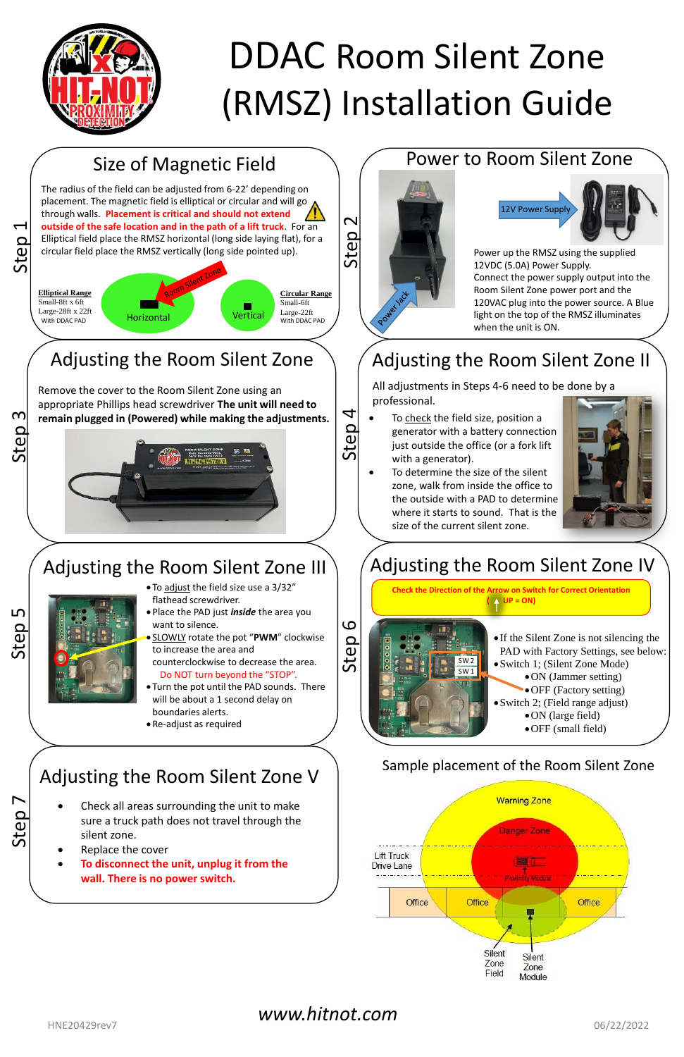# DDAC Room Silent Zone (RMSZ) Installation Guide

## Step 1 – Size of Magnetic Field

The radius of the field can be adjusted from 6-22' depending on placement. The magnetic field is elliptical or circular and will go through walls. **Placement is critical and should not extend outside of the safe location and in the path of a lift truck**. For an Elliptical field place the RMSZ horizontal (long side laying flat), for a circular field place the RMSZ vertically (long side pointed up).

**Elliptical Range**
Small-8ft x 6ft
Large-28ft x 22ft
With DDAC PAD

Horizontal

Room Silent Zone

Vertical

**Circular Range**
Small-6ft
Large-22ft
With DDAC PAD

## Step 2 – Power to Room Silent Zone

Power Jack

12V Power Supply

Power up the RMSZ using the supplied 12VDC (5.0A) Power Supply. Connect the power supply output into the Room Silent Zone power port and the 120VAC plug into the power source. A Blue light on the top of the RMSZ illuminates when the unit is ON.

## Step 3 – Adjusting the Room Silent Zone

Remove the cover to the Room Silent Zone using an appropriate Phillips head screwdriver **The unit will need to remain plugged in (Powered) while making the adjustments.**

## Step 4 – Adjusting the Room Silent Zone II

All adjustments in Steps 4-6 need to be done by a professional.

- To check the field size, position a generator with a battery connection just outside the office (or a fork lift with a generator).
- To determine the size of the silent zone, walk from inside the office to the outside with a PAD to determine where it starts to sound. That is the size of the current silent zone.

## Step 5 – Adjusting the Room Silent Zone III

- To adjust the field size use a 3/32" flathead screwdriver.
- Place the PAD just ***inside*** the area you want to silence.
- SLOWLY rotate the pot "**PWM**" clockwise to increase the area and counterclockwise to decrease the area. Do NOT turn beyond the "STOP".
- Turn the pot until the PAD sounds. There will be about a 1 second delay on boundaries alerts.
- Re-adjust as required

## Step 6 – Adjusting the Room Silent Zone IV

**Check the Direction of the Arrow on Switch for Correct Orientation (↑ UP = ON)**

SW 2
SW 1

- If the Silent Zone is not silencing the PAD with Factory Settings, see below:
- Switch 1; (Silent Zone Mode)
  - ON (Jammer setting)
  - OFF (Factory setting)
- Switch 2; (Field range adjust)
  - ON (large field)
  - OFF (small field)

## Step 7 – Adjusting the Room Silent Zone V

- Check all areas surrounding the unit to make sure a truck path does not travel through the silent zone.
- Replace the cover
- **To disconnect the unit, unplug it from the wall. There is no power switch.**

## Sample placement of the Room Silent Zone

Warning Zone
Danger Zone
Lift Truck Drive Lane
Proximity Module
Office | Office | Office
Silent Zone Field
Silent Zone Module

*www.hitnot.com*

HNE20429rev7 06/22/2022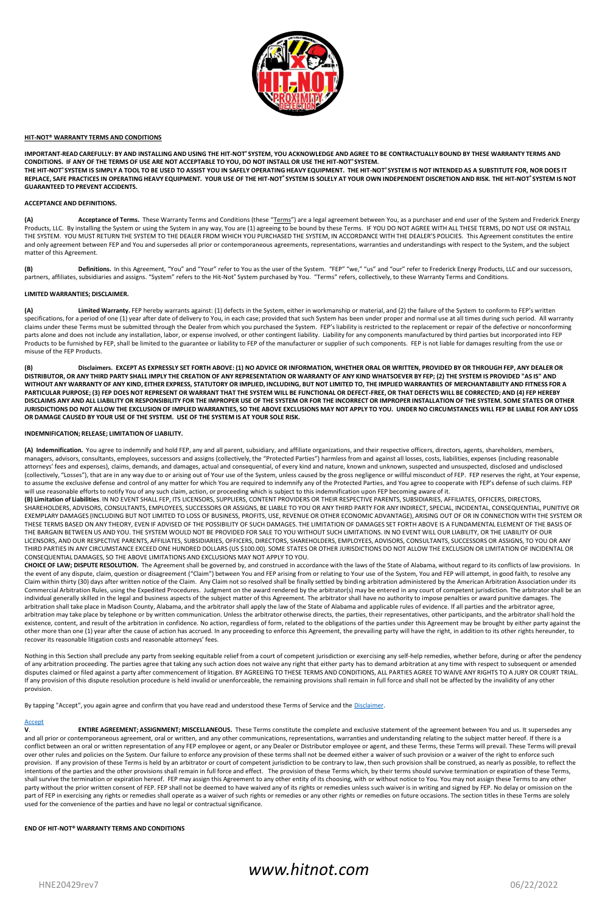**HIT-NOT® WARRANTY TERMS AND CONDITIONS**

**IMPORTANT-READ CAREFULLY: BY AND INSTALLING AND USING THE HIT-NOT® SYSTEM, YOU ACKNOWLEDGE AND AGREE TO BE CONTRACTUALLY BOUND BY THESE WARRANTY TERMS AND CONDITIONS. IF ANY OF THE TERMS OF USE ARE NOT ACCEPTABLE TO YOU, DO NOT INSTALL OR USE THE HIT-NOT® SYSTEM.**
**THE HIT-NOT® SYSTEM IS SIMPLY A TOOL TO BE USED TO ASSIST YOU IN SAFELY OPERATING HEAVY EQUIPMENT. THE HIT-NOT® SYSTEM IS NOT INTENDED AS A SUBSTITUTE FOR, NOR DOES IT REPLACE, SAFE PRACTICES IN OPERATING HEAVY EQUIPMENT. YOUR USE OF THE HIT-NOT® SYSTEM IS SOLELY AT YOUR OWN INDEPENDENT DISCRETION AND RISK. THE HIT-NOT® SYSTEM IS NOT GUARANTEED TO PREVENT ACCIDENTS.**

**ACCEPTANCE AND DEFINITIONS.**

**(A) Acceptance of Terms.** These Warranty Terms and Conditions (these "Terms") are a legal agreement between You, as a purchaser and end user of the System and Frederick Energy Products, LLC. By installing the System or using the System in any way, You are (1) agreeing to be bound by these Terms. IF YOU DO NOT AGREE WITH ALL THESE TERMS, DO NOT USE OR INSTALL THE SYSTEM. YOU MUST RETURN THE SYSTEM TO THE DEALER FROM WHICH YOU PURCHASED THE SYSTEM, IN ACCORDANCE WITH THE DEALER'S POLICIES. This Agreement constitutes the entire and only agreement between FEP and You and supersedes all prior or contemporaneous agreements, representations, warranties and understandings with respect to the System, and the subject matter of this Agreement.

**(B) Definitions.** In this Agreement, "You" and "Your" refer to You as the user of the System. "FEP" "we," "us" and "our" refer to Frederick Energy Products, LLC and our successors, partners, affiliates, subsidiaries and assigns. "System" refers to the Hit-Not® System purchased by You. "Terms" refers, collectively, to these Warranty Terms and Conditions.

**LIMITED WARRANTIES; DISCLAIMER.**

**(A) Limited Warranty.** FEP hereby warrants against: (1) defects in the System, either in workmanship or material, and (2) the failure of the System to conform to FEP's written specifications, for a period of one (1) year after date of delivery to You, in each case; provided that such System has been under proper and normal use at all times during such period. All warranty claims under these Terms must be submitted through the Dealer from which you purchased the System. FEP's liability is restricted to the replacement or repair of the defective or nonconforming parts alone and does not include any installation, labor, or expense involved, or other contingent liability. Liability for any components manufactured by third parties but incorporated into FEP Products to be furnished by FEP, shall be limited to the guarantee or liability to FEP of the manufacturer or supplier of such components. FEP is not liable for damages resulting from the use or misuse of the FEP Products.

**(B) Disclaimers. EXCEPT AS EXPRESSLY SET FORTH ABOVE: (1) NO ADVICE OR INFORMATION, WHETHER ORAL OR WRITTEN, PROVIDED BY OR THROUGH FEP, ANY DEALER OR DISTRIBUTOR, OR ANY THIRD PARTY SHALL IMPLY THE CREATION OF ANY REPRESENTATION OR WARRANTY OF ANY KIND WHATSOEVER BY FEP; (2) THE SYSTEM IS PROVIDED "AS IS" AND WITHOUT ANY WARRANTY OF ANY KIND, EITHER EXPRESS, STATUTORY OR IMPLIED, INCLUDING, BUT NOT LIMITED TO, THE IMPLIED WARRANTIES OF MERCHANTABILITY AND FITNESS FOR A PARTICULAR PURPOSE; (3) FEP DOES NOT REPRESENT OR WARRANT THAT THE SYSTEM WILL BE FUNCTIONAL OR DEFECT-FREE, OR THAT DEFECTS WILL BE CORRECTED; AND (4) FEP HEREBY DISCLAIMS ANY AND ALL LIABILITY OR RESPONSIBILITY FOR THE IMPROPER USE OF THE SYSTEM OR FOR THE INCORRECT OR IMPROPER INSTALLATION OF THE SYSTEM. SOME STATES OR OTHER JURISDICTIONS DO NOT ALLOW THE EXCLUSION OF IMPLIED WARRANTIES, SO THE ABOVE EXCLUSIONS MAY NOT APPLY TO YOU. UNDER NO CIRCUMSTANCES WILL FEP BE LIABLE FOR ANY LOSS OR DAMAGE CAUSED BY YOUR USE OF THE SYSTEM. USE OF THE SYSTEM IS AT YOUR SOLE RISK.**

**INDEMNIFICATION; RELEASE; LIMITATION OF LIABILITY.**

**(A) Indemnification.** You agree to indemnify and hold FEP, any and all parent, subsidiary, and affiliate organizations, and their respective officers, directors, agents, shareholders, members, managers, advisors, consultants, employees, successors and assigns (collectively, the "Protected Parties") harmless from and against all losses, costs, liabilities, expenses (including reasonable attorneys' fees and expenses), claims, demands, and damages, actual and consequential, of every kind and nature, known and unknown, suspected and unsuspected, disclosed and undisclosed (collectively, "Losses"), that are in any way due to or arising out of Your use of the System, unless caused by the gross negligence or willful misconduct of FEP. FEP reserves the right, at Your expense, to assume the exclusive defense and control of any matter for which You are required to indemnify any of the Protected Parties, and You agree to cooperate with FEP's defense of such claims. FEP will use reasonable efforts to notify You of any such claim, action, or proceeding which is subject to this indemnification upon FEP becoming aware of it.
**(B) Limitation of Liabilities**. IN NO EVENT SHALL FEP, ITS LICENSORS, SUPPLIERS, CONTENT PROVIDERS OR THEIR RESPECTIVE PARENTS, SUBSIDIARIES, AFFILIATES, OFFICERS, DIRECTORS, SHAREHOLDERS, ADVISORS, CONSULTANTS, EMPLOYEES, SUCCESSORS OR ASSIGNS, BE LIABLE TO YOU OR ANY THIRD PARTY FOR ANY INDIRECT, SPECIAL, INCIDENTAL, CONSEQUENTIAL, PUNITIVE OR EXEMPLARY DAMAGES (INCLUDING BUT NOT LIMITED TO LOSS OF BUSINESS, PROFITS, USE, REVENUE OR OTHER ECONOMIC ADVANTAGE), ARISING OUT OF OR IN CONNECTION WITH THE SYSTEM OR THESE TERMS BASED ON ANY THEORY, EVEN IF ADVISED OF THE POSSIBILITY OF SUCH DAMAGES. THE LIMITATION OF DAMAGES SET FORTH ABOVE IS A FUNDAMENTAL ELEMENT OF THE BASIS OF THE BARGAIN BETWEEN US AND YOU. THE SYSTEM WOULD NOT BE PROVIDED FOR SALE TO YOU WITHOUT SUCH LIMITATIONS. IN NO EVENT WILL OUR LIABILITY, OR THE LIABILITY OF OUR LICENSORS, AND OUR RESPECTIVE PARENTS, AFFILIATES, SUBSIDIARIES, OFFICERS, DIRECTORS, SHAREHOLDERS, EMPLOYEES, ADVISORS, CONSULTANTS, SUCCESSORS OR ASSIGNS, TO YOU OR ANY THIRD PARTIES IN ANY CIRCUMSTANCE EXCEED ONE HUNDRED DOLLARS (US $100.00). SOME STATES OR OTHER JURISDICTIONS DO NOT ALLOW THE EXCLUSION OR LIMITATION OF INCIDENTAL OR CONSEQUENTIAL DAMAGES, SO THE ABOVE LIMITATIONS AND EXCLUSIONS MAY NOT APPLY TO YOU.
**CHOICE OF LAW; DISPUTE RESOLUTION.** The Agreement shall be governed by, and construed in accordance with the laws of the State of Alabama, without regard to its conflicts of law provisions. In the event of any dispute, claim, question or disagreement ("Claim") between You and FEP arising from or relating to Your use of the System, You and FEP will attempt, in good faith, to resolve any Claim within thirty (30) days after written notice of the Claim. Any Claim not so resolved shall be finally settled by binding arbitration administered by the American Arbitration Association under its Commercial Arbitration Rules, using the Expedited Procedures. Judgment on the award rendered by the arbitrator(s) may be entered in any court of competent jurisdiction. The arbitrator shall be an individual generally skilled in the legal and business aspects of the subject matter of this Agreement. The arbitrator shall have no authority to impose penalties or award punitive damages. The arbitration shall take place in Madison County, Alabama, and the arbitrator shall apply the law of the State of Alabama and applicable rules of evidence. If all parties and the arbitrator agree, arbitration may take place by telephone or by written communication. Unless the arbitrator otherwise directs, the parties, their representatives, other participants, and the arbitrator shall hold the existence, content, and result of the arbitration in confidence. No action, regardless of form, related to the obligations of the parties under this Agreement may be brought by either party against the other more than one (1) year after the cause of action has accrued. In any proceeding to enforce this Agreement, the prevailing party will have the right, in addition to its other rights hereunder, to recover its reasonable litigation costs and reasonable attorneys' fees.

Nothing in this Section shall preclude any party from seeking equitable relief from a court of competent jurisdiction or exercising any self-help remedies, whether before, during or after the pendency of any arbitration proceeding. The parties agree that taking any such action does not waive any right that either party has to demand arbitration at any time with respect to subsequent or amended disputes claimed or filed against a party after commencement of litigation. BY AGREEING TO THESE TERMS AND CONDITIONS, ALL PARTIES AGREE TO WAIVE ANY RIGHTS TO A JURY OR COURT TRIAL. If any provision of this dispute resolution procedure is held invalid or unenforceable, the remaining provisions shall remain in full force and shall not be affected by the invalidity of any other provision.

By tapping "Accept", you again agree and confirm that you have read and understood these Terms of Service and the Disclaimer.

Accept
**V**. **ENTIRE AGREEMENT; ASSIGNMENT; MISCELLANEOUS.** These Terms constitute the complete and exclusive statement of the agreement between You and us. It supersedes any and all prior or contemporaneous agreement, oral or written, and any other communications, representations, warranties and understanding relating to the subject matter hereof. If there is a conflict between an oral or written representation of any FEP employee or agent, or any Dealer or Distributor employee or agent, and these Terms, these Terms will prevail. These Terms will prevail over other rules and policies on the System. Our failure to enforce any provision of these Terms shall not be deemed either a waiver of such provision or a waiver of the right to enforce such provision. If any provision of these Terms is held by an arbitrator or court of competent jurisdiction to be contrary to law, then such provision shall be construed, as nearly as possible, to reflect the intentions of the parties and the other provisions shall remain in full force and effect. The provision of these Terms which, by their terms should survive termination or expiration of these Terms, shall survive the termination or expiration hereof. FEP may assign this Agreement to any other entity of its choosing, with or without notice to You. You may not assign these Terms to any other party without the prior written consent of FEP. FEP shall not be deemed to have waived any of its rights or remedies unless such waiver is in writing and signed by FEP. No delay or omission on the part of FEP in exercising any rights or remedies shall operate as a waiver of such rights or remedies or any other rights or remedies on future occasions. The section titles in these Terms are solely used for the convenience of the parties and have no legal or contractual significance.

**END OF HIT-NOT® WARRANTY TERMS AND CONDITIONS**

*www.hitnot.com*

HNE20429rev7 06/22/2022